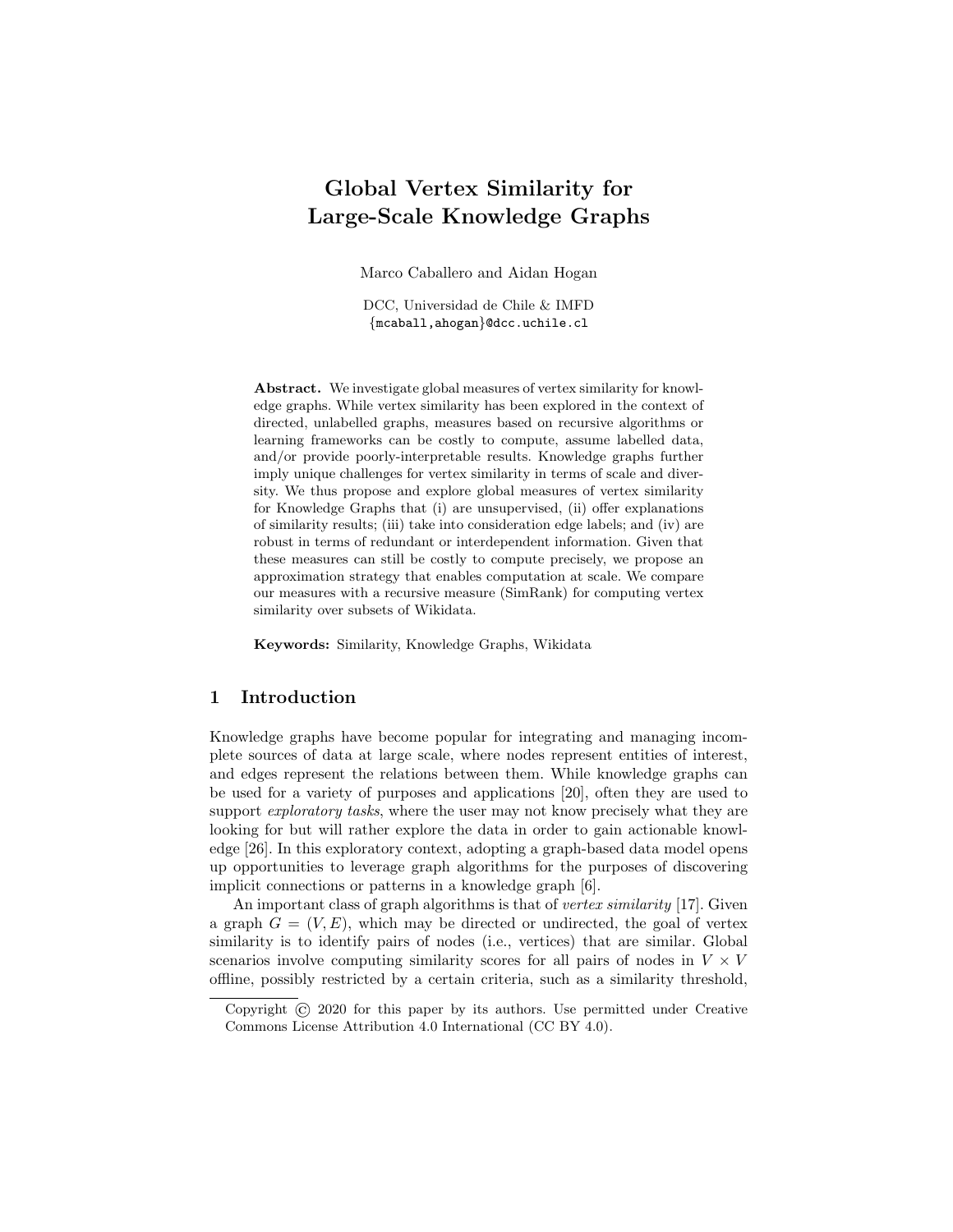# Global Vertex Similarity for Large-Scale Knowledge Graphs

Marco Caballero and Aidan Hogan

DCC, Universidad de Chile & IMFD
{mcaball,ahogan}@dcc.uchile.cl

**Abstract.** We investigate global measures of vertex similarity for knowledge graphs. While vertex similarity has been explored in the context of directed, unlabelled graphs, measures based on recursive algorithms or learning frameworks can be costly to compute, assume labelled data, and/or provide poorly-interpretable results. Knowledge graphs further imply unique challenges for vertex similarity in terms of scale and diversity. We thus propose and explore global measures of vertex similarity for Knowledge Graphs that (i) are unsupervised, (ii) offer explanations of similarity results; (iii) take into consideration edge labels; and (iv) are robust in terms of redundant or interdependent information. Given that these measures can still be costly to compute precisely, we propose an approximation strategy that enables computation at scale. We compare our measures with a recursive measure (SimRank) for computing vertex similarity over subsets of Wikidata.

**Keywords:** Similarity, Knowledge Graphs, Wikidata

## 1 Introduction

Knowledge graphs have become popular for integrating and managing incomplete sources of data at large scale, where nodes represent entities of interest, and edges represent the relations between them. While knowledge graphs can be used for a variety of purposes and applications [20], often they are used to support *exploratory tasks*, where the user may not know precisely what they are looking for but will rather explore the data in order to gain actionable knowledge [26]. In this exploratory context, adopting a graph-based data model opens up opportunities to leverage graph algorithms for the purposes of discovering implicit connections or patterns in a knowledge graph [6].

An important class of graph algorithms is that of *vertex similarity* [17]. Given a graph $G = (V, E)$, which may be directed or undirected, the goal of vertex similarity is to identify pairs of nodes (i.e., vertices) that are similar. Global scenarios involve computing similarity scores for all pairs of nodes in $V \times V$ offline, possibly restricted by a certain criteria, such as a similarity threshold,

Copyright © 2020 for this paper by its authors. Use permitted under Creative Commons License Attribution 4.0 International (CC BY 4.0).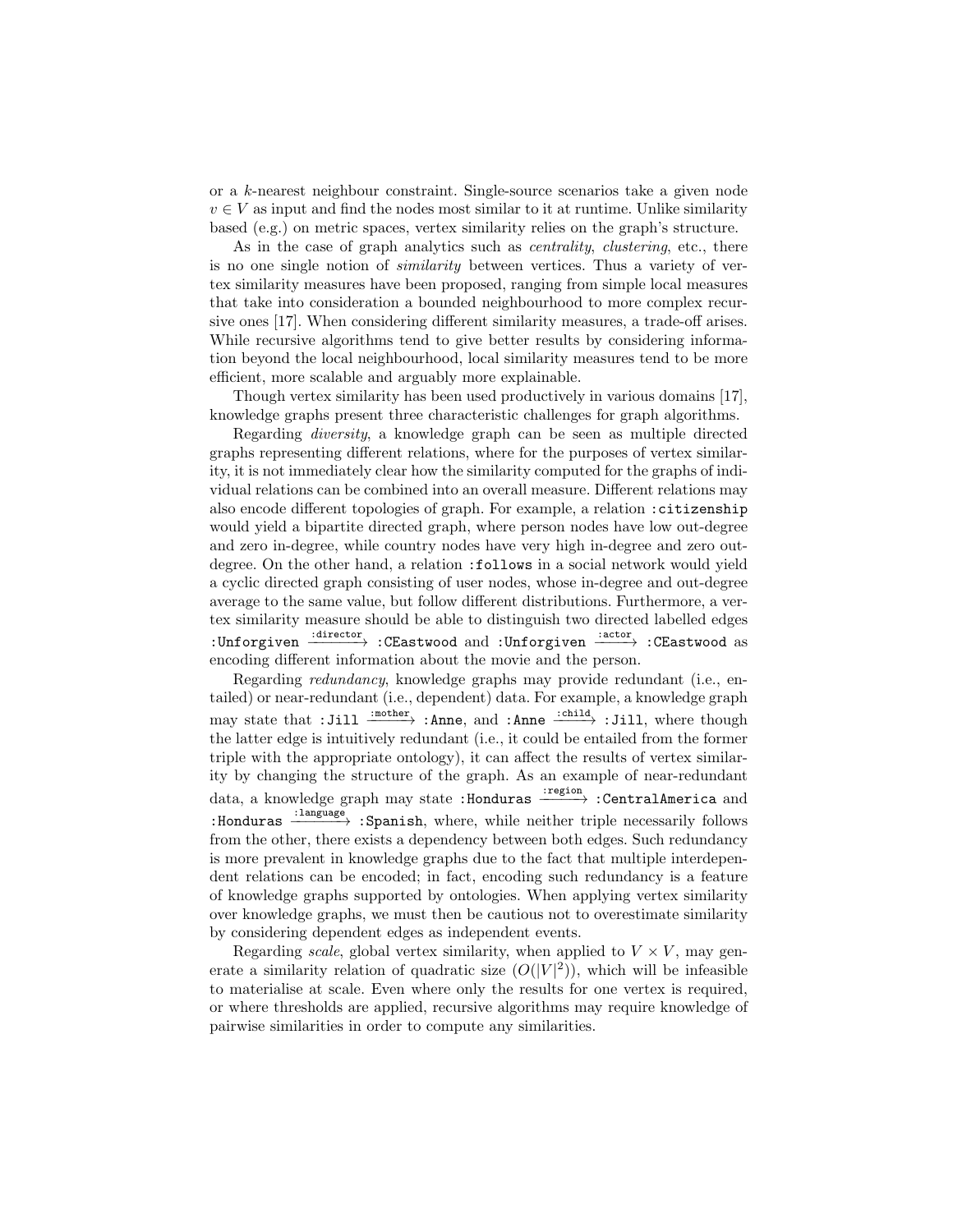or a $k$-nearest neighbour constraint. Single-source scenarios take a given node $v \in V$ as input and find the nodes most similar to it at runtime. Unlike similarity based (e.g.) on metric spaces, vertex similarity relies on the graph's structure.

As in the case of graph analytics such as *centrality*, *clustering*, etc., there is no one single notion of *similarity* between vertices. Thus a variety of vertex similarity measures have been proposed, ranging from simple local measures that take into consideration a bounded neighbourhood to more complex recursive ones [17]. When considering different similarity measures, a trade-off arises. While recursive algorithms tend to give better results by considering information beyond the local neighbourhood, local similarity measures tend to be more efficient, more scalable and arguably more explainable.

Though vertex similarity has been used productively in various domains [17], knowledge graphs present three characteristic challenges for graph algorithms.

Regarding *diversity*, a knowledge graph can be seen as multiple directed graphs representing different relations, where for the purposes of vertex similarity, it is not immediately clear how the similarity computed for the graphs of individual relations can be combined into an overall measure. Different relations may also encode different topologies of graph. For example, a relation `:citizenship` would yield a bipartite directed graph, where person nodes have low out-degree and zero in-degree, while country nodes have very high in-degree and zero out-degree. On the other hand, a relation `:follows` in a social network would yield a cyclic directed graph consisting of user nodes, whose in-degree and out-degree average to the same value, but follow different distributions. Furthermore, a vertex similarity measure should be able to distinguish two directed labelled edges `:Unforgiven` $\xrightarrow{\texttt{:director}}$ `:CEastwood` and `:Unforgiven` $\xrightarrow{\texttt{:actor}}$ `:CEastwood` as encoding different information about the movie and the person.

Regarding *redundancy*, knowledge graphs may provide redundant (i.e., entailed) or near-redundant (i.e., dependent) data. For example, a knowledge graph may state that `:Jill` $\xrightarrow{\texttt{:mother}}$ `:Anne`, and `:Anne` $\xrightarrow{\texttt{:child}}$ `:Jill`, where though the latter edge is intuitively redundant (i.e., it could be entailed from the former triple with the appropriate ontology), it can affect the results of vertex similarity by changing the structure of the graph. As an example of near-redundant data, a knowledge graph may state `:Honduras` $\xrightarrow{\texttt{:region}}$ `:CentralAmerica` and `:Honduras` $\xrightarrow{\texttt{:language}}$ `:Spanish`, where, while neither triple necessarily follows from the other, there exists a dependency between both edges. Such redundancy is more prevalent in knowledge graphs due to the fact that multiple interdependent relations can be encoded; in fact, encoding such redundancy is a feature of knowledge graphs supported by ontologies. When applying vertex similarity over knowledge graphs, we must then be cautious not to overestimate similarity by considering dependent edges as independent events.

Regarding *scale*, global vertex similarity, when applied to $V \times V$, may generate a similarity relation of quadratic size ($O(|V|^2)$), which will be infeasible to materialise at scale. Even where only the results for one vertex is required, or where thresholds are applied, recursive algorithms may require knowledge of pairwise similarities in order to compute any similarities.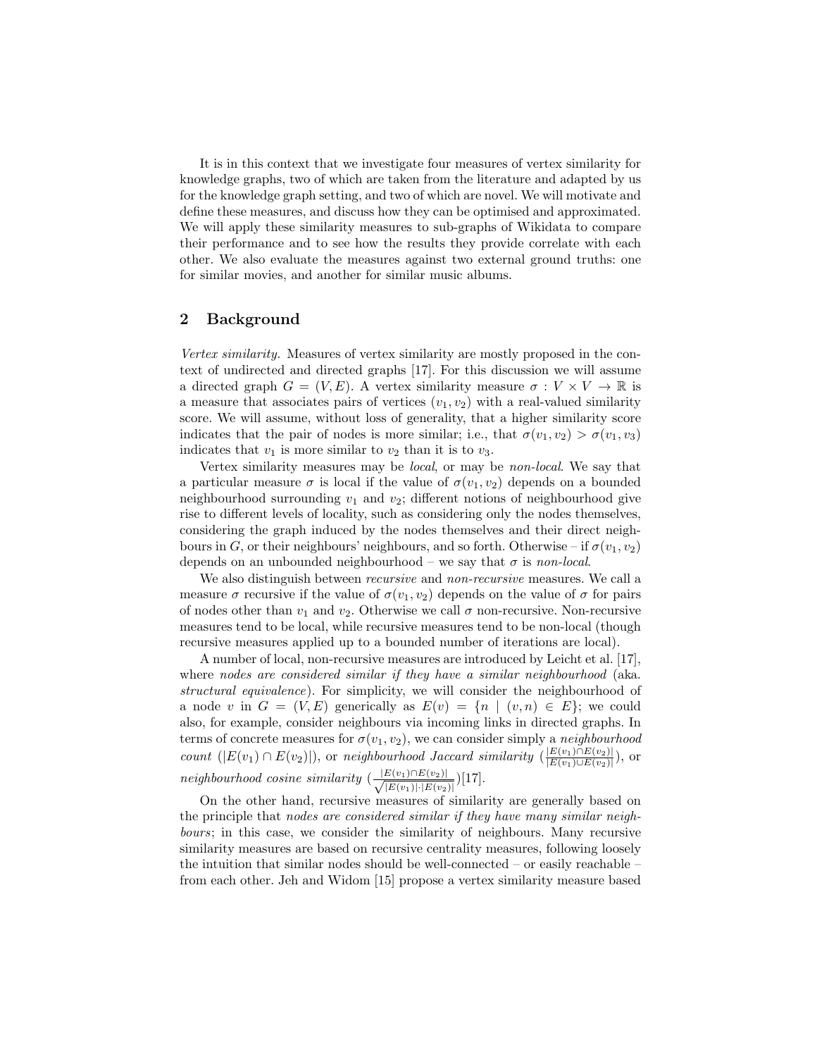It is in this context that we investigate four measures of vertex similarity for knowledge graphs, two of which are taken from the literature and adapted by us for the knowledge graph setting, and two of which are novel. We will motivate and define these measures, and discuss how they can be optimised and approximated. We will apply these similarity measures to sub-graphs of Wikidata to compare their performance and to see how the results they provide correlate with each other. We also evaluate the measures against two external ground truths: one for similar movies, and another for similar music albums.

## 2 Background

*Vertex similarity.* Measures of vertex similarity are mostly proposed in the context of undirected and directed graphs [17]. For this discussion we will assume a directed graph $G = (V, E)$. A vertex similarity measure $\sigma : V \times V \to \mathbb{R}$ is a measure that associates pairs of vertices $(v_1, v_2)$ with a real-valued similarity score. We will assume, without loss of generality, that a higher similarity score indicates that the pair of nodes is more similar; i.e., that $\sigma(v_1, v_2) > \sigma(v_1, v_3)$ indicates that $v_1$ is more similar to $v_2$ than it is to $v_3$.

Vertex similarity measures may be *local*, or may be *non-local*. We say that a particular measure $\sigma$ is local if the value of $\sigma(v_1, v_2)$ depends on a bounded neighbourhood surrounding $v_1$ and $v_2$; different notions of neighbourhood give rise to different levels of locality, such as considering only the nodes themselves, considering the graph induced by the nodes themselves and their direct neighbours in $G$, or their neighbours' neighbours, and so forth. Otherwise – if $\sigma(v_1, v_2)$ depends on an unbounded neighbourhood – we say that $\sigma$ is *non-local*.

We also distinguish between *recursive* and *non-recursive* measures. We call a measure $\sigma$ recursive if the value of $\sigma(v_1, v_2)$ depends on the value of $\sigma$ for pairs of nodes other than $v_1$ and $v_2$. Otherwise we call $\sigma$ non-recursive. Non-recursive measures tend to be local, while recursive measures tend to be non-local (though recursive measures applied up to a bounded number of iterations are local).

A number of local, non-recursive measures are introduced by Leicht et al. [17], where *nodes are considered similar if they have a similar neighbourhood* (aka. *structural equivalence*). For simplicity, we will consider the neighbourhood of a node $v$ in $G = (V, E)$ generically as $E(v) = \{n \mid (v, n) \in E\}$; we could also, for example, consider neighbours via incoming links in directed graphs. In terms of concrete measures for $\sigma(v_1, v_2)$, we can consider simply a *neighbourhood count* ($|E(v_1) \cap E(v_2)|$), or *neighbourhood Jaccard similarity* ($\frac{|E(v_1) \cap E(v_2)|}{|E(v_1) \cup E(v_2)|}$), or *neighbourhood cosine similarity* ($\frac{|E(v_1) \cap E(v_2)|}{\sqrt{|E(v_1)| \cdot |E(v_2)|}}$)[17].

On the other hand, recursive measures of similarity are generally based on the principle that *nodes are considered similar if they have many similar neighbours*; in this case, we consider the similarity of neighbours. Many recursive similarity measures are based on recursive centrality measures, following loosely the intuition that similar nodes should be well-connected – or easily reachable – from each other. Jeh and Widom [15] propose a vertex similarity measure based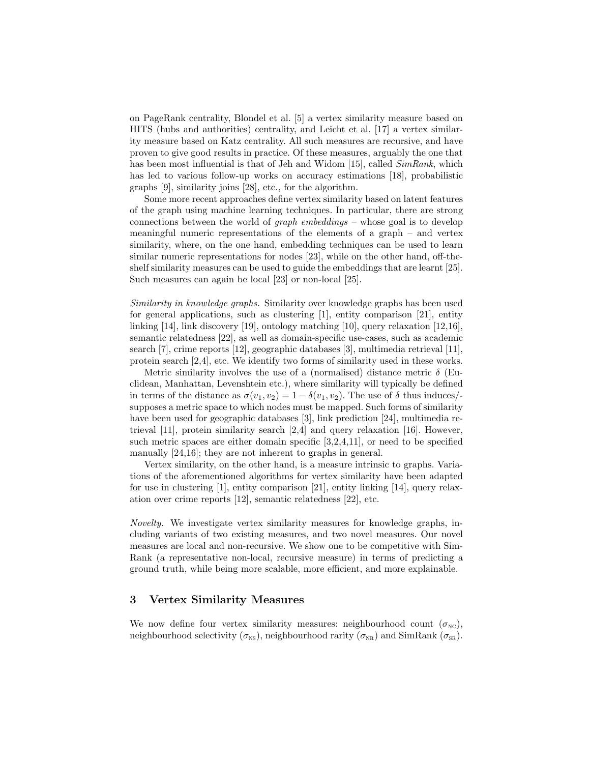on PageRank centrality, Blondel et al. [5] a vertex similarity measure based on HITS (hubs and authorities) centrality, and Leicht et al. [17] a vertex similarity measure based on Katz centrality. All such measures are recursive, and have proven to give good results in practice. Of these measures, arguably the one that has been most influential is that of Jeh and Widom [15], called *SimRank*, which has led to various follow-up works on accuracy estimations [18], probabilistic graphs [9], similarity joins [28], etc., for the algorithm.

Some more recent approaches define vertex similarity based on latent features of the graph using machine learning techniques. In particular, there are strong connections between the world of *graph embeddings* – whose goal is to develop meaningful numeric representations of the elements of a graph – and vertex similarity, where, on the one hand, embedding techniques can be used to learn similar numeric representations for nodes [23], while on the other hand, off-the-shelf similarity measures can be used to guide the embeddings that are learnt [25]. Such measures can again be local [23] or non-local [25].

*Similarity in knowledge graphs.* Similarity over knowledge graphs has been used for general applications, such as clustering [1], entity comparison [21], entity linking [14], link discovery [19], ontology matching [10], query relaxation [12,16], semantic relatedness [22], as well as domain-specific use-cases, such as academic search [7], crime reports [12], geographic databases [3], multimedia retrieval [11], protein search [2,4], etc. We identify two forms of similarity used in these works.

Metric similarity involves the use of a (normalised) distance metric $\delta$ (Euclidean, Manhattan, Levenshtein etc.), where similarity will typically be defined in terms of the distance as $\sigma(v_1, v_2) = 1 - \delta(v_1, v_2)$. The use of $\delta$ thus induces/supposes a metric space to which nodes must be mapped. Such forms of similarity have been used for geographic databases [3], link prediction [24], multimedia retrieval [11], protein similarity search [2,4] and query relaxation [16]. However, such metric spaces are either domain specific [3,2,4,11], or need to be specified manually [24,16]; they are not inherent to graphs in general.

Vertex similarity, on the other hand, is a measure intrinsic to graphs. Variations of the aforementioned algorithms for vertex similarity have been adapted for use in clustering [1], entity comparison [21], entity linking [14], query relaxation over crime reports [12], semantic relatedness [22], etc.

*Novelty.* We investigate vertex similarity measures for knowledge graphs, including variants of two existing measures, and two novel measures. Our novel measures are local and non-recursive. We show one to be competitive with SimRank (a representative non-local, recursive measure) in terms of predicting a ground truth, while being more scalable, more efficient, and more explainable.

## 3 Vertex Similarity Measures

We now define four vertex similarity measures: neighbourhood count ($\sigma_{\text{NC}}$), neighbourhood selectivity ($\sigma_{\text{NS}}$), neighbourhood rarity ($\sigma_{\text{NR}}$) and SimRank ($\sigma_{\text{SR}}$).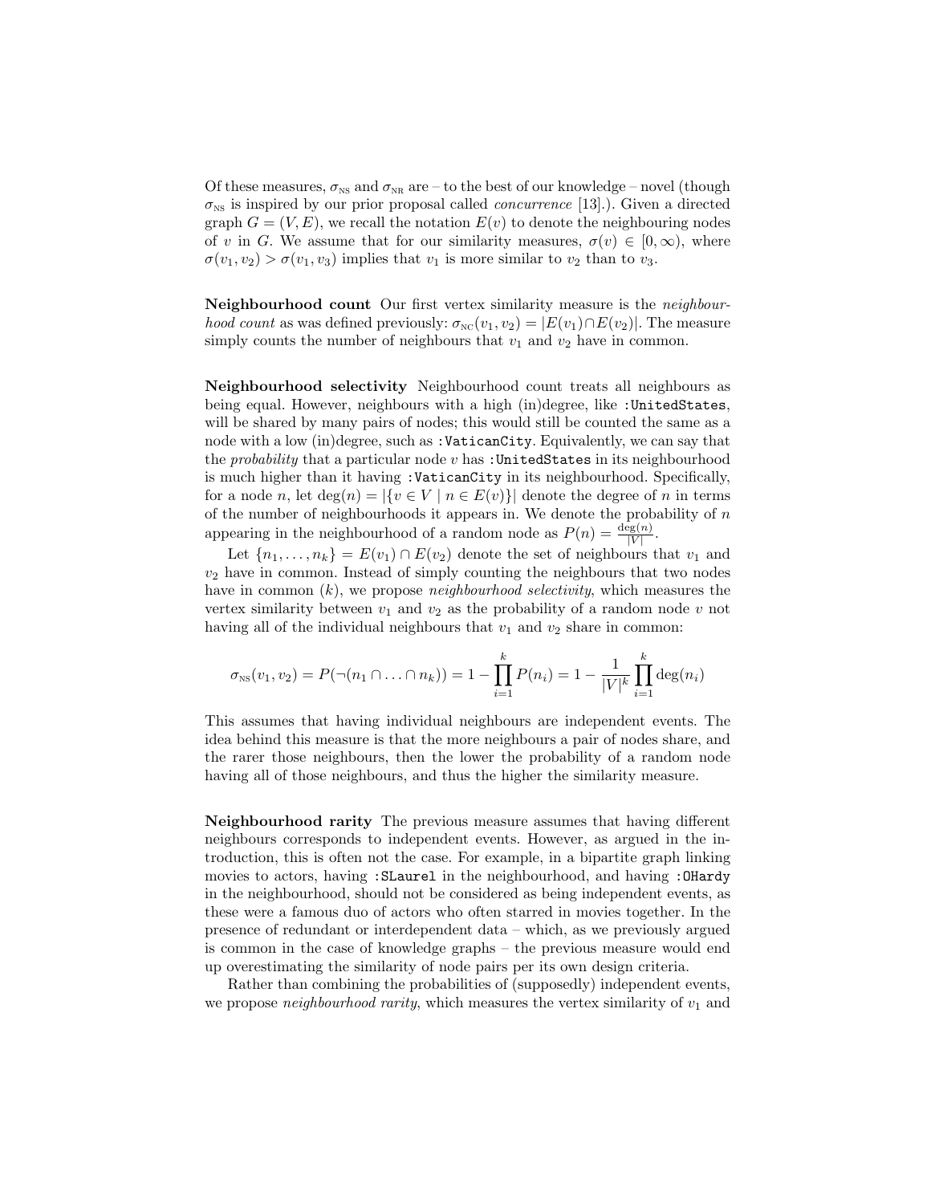Of these measures, $\sigma_{\text{NS}}$ and $\sigma_{\text{NR}}$ are – to the best of our knowledge – novel (though $\sigma_{\text{NS}}$ is inspired by our prior proposal called *concurrence* [13].). Given a directed graph $G = (V, E)$, we recall the notation $E(v)$ to denote the neighbouring nodes of $v$ in $G$. We assume that for our similarity measures, $\sigma(v) \in [0, \infty)$, where $\sigma(v_1, v_2) > \sigma(v_1, v_3)$ implies that $v_1$ is more similar to $v_2$ than to $v_3$.

**Neighbourhood count** Our first vertex similarity measure is the *neighbourhood count* as was defined previously: $\sigma_{\text{NC}}(v_1, v_2) = |E(v_1) \cap E(v_2)|$. The measure simply counts the number of neighbours that $v_1$ and $v_2$ have in common.

**Neighbourhood selectivity** Neighbourhood count treats all neighbours as being equal. However, neighbours with a high (in)degree, like `:UnitedStates`, will be shared by many pairs of nodes; this would still be counted the same as a node with a low (in)degree, such as `:VaticanCity`. Equivalently, we can say that the *probability* that a particular node $v$ has `:UnitedStates` in its neighbourhood is much higher than it having `:VaticanCity` in its neighbourhood. Specifically, for a node $n$, let $\deg(n) = |\{v \in V \mid n \in E(v)\}|$ denote the degree of $n$ in terms of the number of neighbourhoods it appears in. We denote the probability of $n$ appearing in the neighbourhood of a random node as $P(n) = \frac{\deg(n)}{|V|}$.

Let $\{n_1, \ldots, n_k\} = E(v_1) \cap E(v_2)$ denote the set of neighbours that $v_1$ and $v_2$ have in common. Instead of simply counting the neighbours that two nodes have in common ($k$), we propose *neighbourhood selectivity*, which measures the vertex similarity between $v_1$ and $v_2$ as the probability of a random node $v$ not having all of the individual neighbours that $v_1$ and $v_2$ share in common:

$$\sigma_{\text{NS}}(v_1, v_2) = P(\neg(n_1 \cap \ldots \cap n_k)) = 1 - \prod_{i=1}^{k} P(n_i) = 1 - \frac{1}{|V|^k} \prod_{i=1}^{k} \deg(n_i)$$

This assumes that having individual neighbours are independent events. The idea behind this measure is that the more neighbours a pair of nodes share, and the rarer those neighbours, then the lower the probability of a random node having all of those neighbours, and thus the higher the similarity measure.

**Neighbourhood rarity** The previous measure assumes that having different neighbours corresponds to independent events. However, as argued in the introduction, this is often not the case. For example, in a bipartite graph linking movies to actors, having `:SLaurel` in the neighbourhood, and having `:OHardy` in the neighbourhood, should not be considered as being independent events, as these were a famous duo of actors who often starred in movies together. In the presence of redundant or interdependent data – which, as we previously argued is common in the case of knowledge graphs – the previous measure would end up overestimating the similarity of node pairs per its own design criteria.

Rather than combining the probabilities of (supposedly) independent events, we propose *neighbourhood rarity*, which measures the vertex similarity of $v_1$ and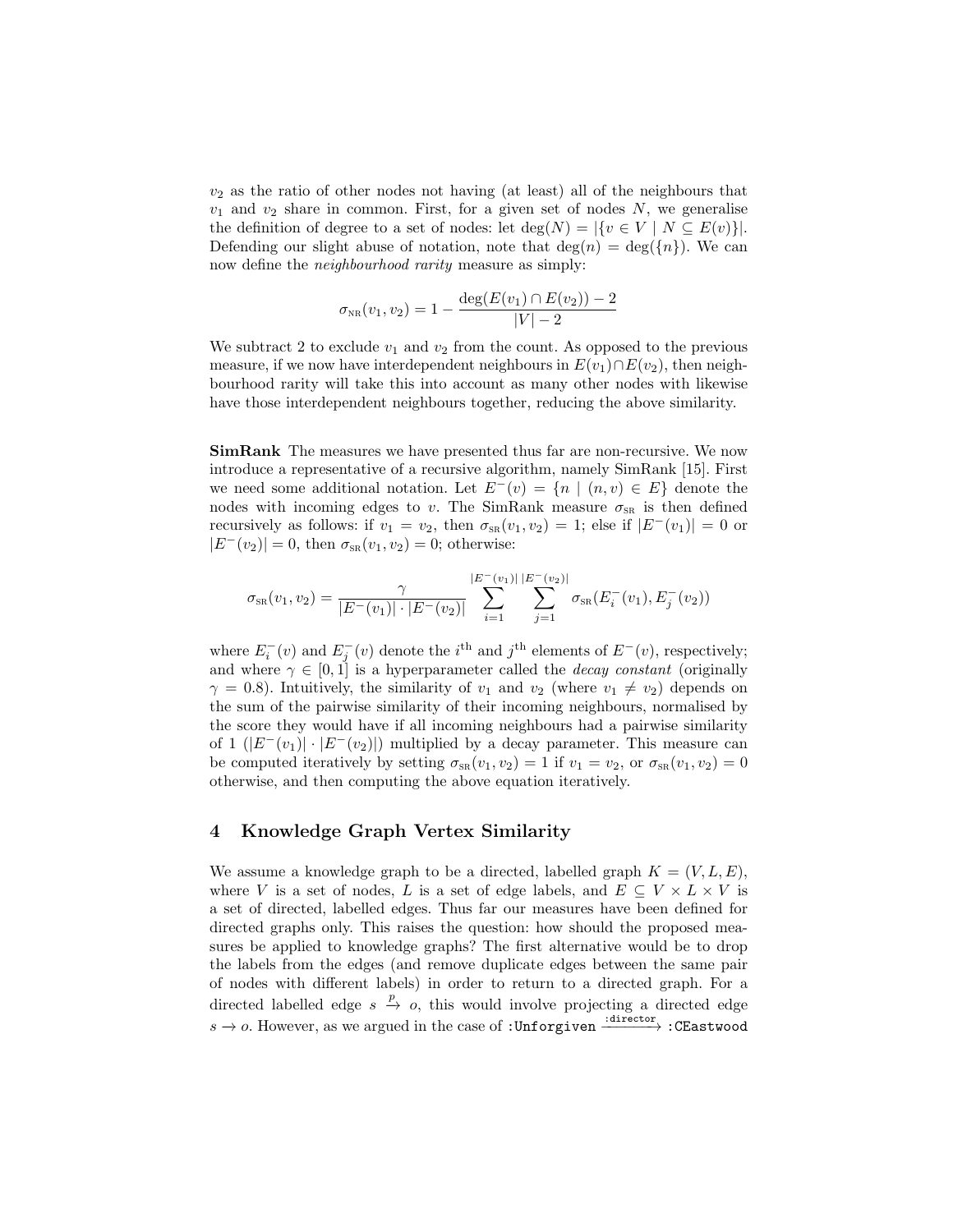$v_2$ as the ratio of other nodes not having (at least) all of the neighbours that $v_1$ and $v_2$ share in common. First, for a given set of nodes $N$, we generalise the definition of degree to a set of nodes: let $\deg(N) = |\{v \in V \mid N \subseteq E(v)\}|$. Defending our slight abuse of notation, note that $\deg(n) = \deg(\{n\})$. We can now define the *neighbourhood rarity* measure as simply:

$$\sigma_{\text{NR}}(v_1, v_2) = 1 - \frac{\deg(E(v_1) \cap E(v_2)) - 2}{|V| - 2}$$

We subtract 2 to exclude $v_1$ and $v_2$ from the count. As opposed to the previous measure, if we now have interdependent neighbours in $E(v_1) \cap E(v_2)$, then neighbourhood rarity will take this into account as many other nodes with likewise have those interdependent neighbours together, reducing the above similarity.

**SimRank** The measures we have presented thus far are non-recursive. We now introduce a representative of a recursive algorithm, namely SimRank [15]. First we need some additional notation. Let $E^-(v) = \{n \mid (n, v) \in E\}$ denote the nodes with incoming edges to $v$. The SimRank measure $\sigma_{\text{SR}}$ is then defined recursively as follows: if $v_1 = v_2$, then $\sigma_{\text{SR}}(v_1, v_2) = 1$; else if $|E^-(v_1)| = 0$ or $|E^-(v_2)| = 0$, then $\sigma_{\text{SR}}(v_1, v_2) = 0$; otherwise:

$$\sigma_{\text{SR}}(v_1, v_2) = \frac{\gamma}{|E^-(v_1)| \cdot |E^-(v_2)|} \sum_{i=1}^{|E^-(v_1)|} \sum_{j=1}^{|E^-(v_2)|} \sigma_{\text{SR}}(E_i^-(v_1), E_j^-(v_2))$$

where $E_i^-(v)$ and $E_j^-(v)$ denote the $i^{\text{th}}$ and $j^{\text{th}}$ elements of $E^-(v)$, respectively; and where $\gamma \in [0, 1]$ is a hyperparameter called the *decay constant* (originally $\gamma = 0.8$). Intuitively, the similarity of $v_1$ and $v_2$ (where $v_1 \neq v_2$) depends on the sum of the pairwise similarity of their incoming neighbours, normalised by the score they would have if all incoming neighbours had a pairwise similarity of 1 ($|E^-(v_1)| \cdot |E^-(v_2)|$) multiplied by a decay parameter. This measure can be computed iteratively by setting $\sigma_{\text{SR}}(v_1, v_2) = 1$ if $v_1 = v_2$, or $\sigma_{\text{SR}}(v_1, v_2) = 0$ otherwise, and then computing the above equation iteratively.

## 4 Knowledge Graph Vertex Similarity

We assume a knowledge graph to be a directed, labelled graph $K = (V, L, E)$, where $V$ is a set of nodes, $L$ is a set of edge labels, and $E \subseteq V \times L \times V$ is a set of directed, labelled edges. Thus far our measures have been defined for directed graphs only. This raises the question: how should the proposed measures be applied to knowledge graphs? The first alternative would be to drop the labels from the edges (and remove duplicate edges between the same pair of nodes with different labels) in order to return to a directed graph. For a directed labelled edge $s \xrightarrow{p} o$, this would involve projecting a directed edge $s \rightarrow o$. However, as we argued in the case of `:Unforgiven` $\xrightarrow{\texttt{:director}}$ `:CEastwood`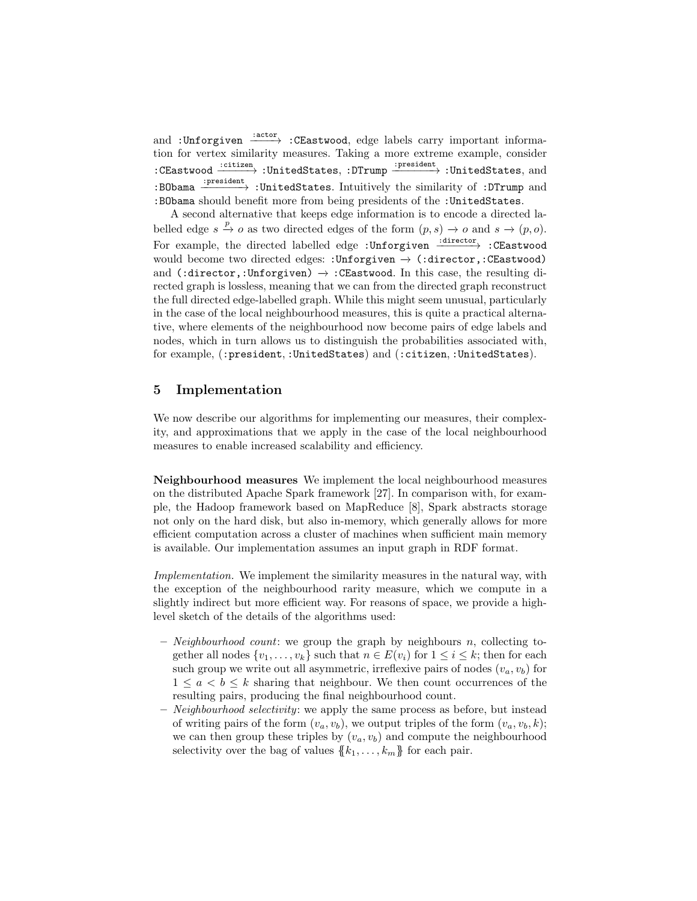and :Unforgiven $\xrightarrow{\text{:actor}}$ :CEastwood, edge labels carry important information for vertex similarity measures. Taking a more extreme example, consider :CEastwood $\xrightarrow{\text{:citizen}}$ :UnitedStates, :DTrump $\xrightarrow{\text{:president}}$ :UnitedStates, and :BObama $\xrightarrow{\text{:president}}$ :UnitedStates. Intuitively the similarity of :DTrump and :BObama should benefit more from being presidents of the :UnitedStates.

A second alternative that keeps edge information is to encode a directed labelled edge $s \xrightarrow{p} o$ as two directed edges of the form $(p, s) \to o$ and $s \to (p, o)$. For example, the directed labelled edge :Unforgiven $\xrightarrow{\text{:director}}$ :CEastwood would become two directed edges: :Unforgiven → (:director,:CEastwood) and (:director,:Unforgiven) → :CEastwood. In this case, the resulting directed graph is lossless, meaning that we can from the directed graph reconstruct the full directed edge-labelled graph. While this might seem unusual, particularly in the case of the local neighbourhood measures, this is quite a practical alternative, where elements of the neighbourhood now become pairs of edge labels and nodes, which in turn allows us to distinguish the probabilities associated with, for example, (:president, :UnitedStates) and (:citizen, :UnitedStates).

## 5 Implementation

We now describe our algorithms for implementing our measures, their complexity, and approximations that we apply in the case of the local neighbourhood measures to enable increased scalability and efficiency.

**Neighbourhood measures** We implement the local neighbourhood measures on the distributed Apache Spark framework [27]. In comparison with, for example, the Hadoop framework based on MapReduce [8], Spark abstracts storage not only on the hard disk, but also in-memory, which generally allows for more efficient computation across a cluster of machines when sufficient main memory is available. Our implementation assumes an input graph in RDF format.

*Implementation.* We implement the similarity measures in the natural way, with the exception of the neighbourhood rarity measure, which we compute in a slightly indirect but more efficient way. For reasons of space, we provide a high-level sketch of the details of the algorithms used:

- *Neighbourhood count*: we group the graph by neighbours $n$, collecting together all nodes $\{v_1, \ldots, v_k\}$ such that $n \in E(v_i)$ for $1 \leq i \leq k$; then for each such group we write out all asymmetric, irreflexive pairs of nodes $(v_a, v_b)$ for $1 \leq a < b \leq k$ sharing that neighbour. We then count occurrences of the resulting pairs, producing the final neighbourhood count.
- *Neighbourhood selectivity*: we apply the same process as before, but instead of writing pairs of the form $(v_a, v_b)$, we output triples of the form $(v_a, v_b, k)$; we can then group these triples by $(v_a, v_b)$ and compute the neighbourhood selectivity over the bag of values $\{\!\{k_1, \ldots, k_m\}\!\}$ for each pair.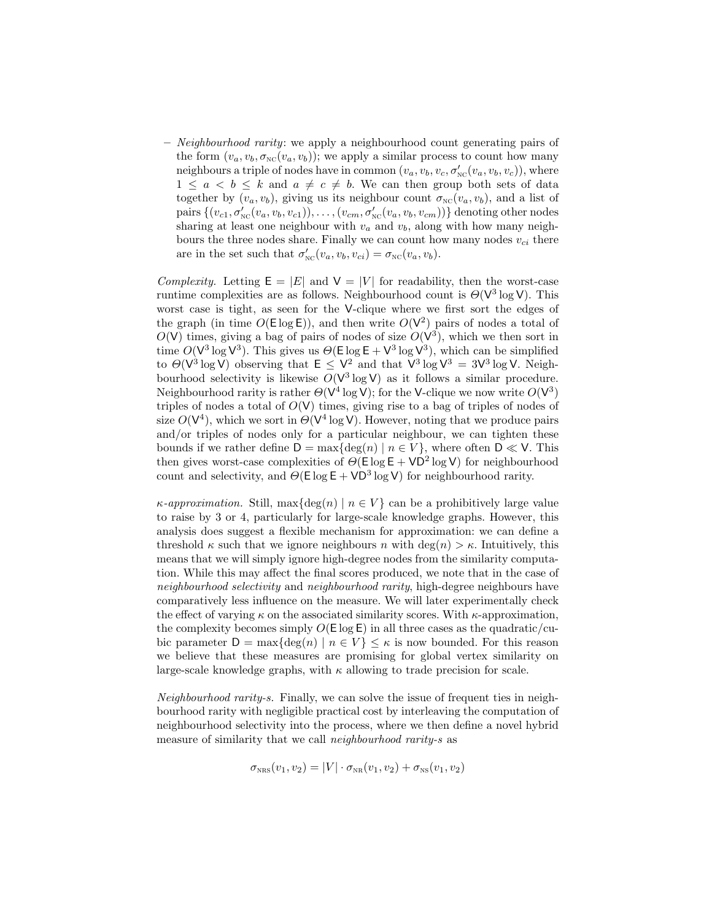– *Neighbourhood rarity*: we apply a neighbourhood count generating pairs of the form $(v_a, v_b, \sigma_{\text{NC}}(v_a, v_b))$; we apply a similar process to count how many neighbours a triple of nodes have in common $(v_a, v_b, v_c, \sigma'_{\text{NC}}(v_a, v_b, v_c))$, where $1 \leq a < b \leq k$ and $a \neq c \neq b$. We can then group both sets of data together by $(v_a, v_b)$, giving us its neighbour count $\sigma_{\text{NC}}(v_a, v_b)$, and a list of pairs $\{(v_{c1}, \sigma'_{\text{NC}}(v_a, v_b, v_{c1})), \ldots, (v_{cm}, \sigma'_{\text{NC}}(v_a, v_b, v_{cm}))\}$ denoting other nodes sharing at least one neighbour with $v_a$ and $v_b$, along with how many neighbours the three nodes share. Finally we can count how many nodes $v_{ci}$ there are in the set such that $\sigma'_{\text{NC}}(v_a, v_b, v_{ci}) = \sigma_{\text{NC}}(v_a, v_b)$.

*Complexity.* Letting $\mathsf{E} = |E|$ and $\mathsf{V} = |V|$ for readability, then the worst-case runtime complexities are as follows. Neighbourhood count is $\Theta(\mathsf{V}^3 \log \mathsf{V})$. This worst case is tight, as seen for the $\mathsf{V}$-clique where we first sort the edges of the graph (in time $O(\mathsf{E} \log \mathsf{E})$), and then write $O(\mathsf{V}^2)$ pairs of nodes a total of $O(\mathsf{V})$ times, giving a bag of pairs of nodes of size $O(\mathsf{V}^3)$, which we then sort in time $O(\mathsf{V}^3 \log \mathsf{V}^3)$. This gives us $\Theta(\mathsf{E} \log \mathsf{E} + \mathsf{V}^3 \log \mathsf{V}^3)$, which can be simplified to $\Theta(\mathsf{V}^3 \log \mathsf{V})$ observing that $\mathsf{E} \leq \mathsf{V}^2$ and that $\mathsf{V}^3 \log \mathsf{V}^3 = 3\mathsf{V}^3 \log \mathsf{V}$. Neighbourhood selectivity is likewise $O(\mathsf{V}^3 \log \mathsf{V})$ as it follows a similar procedure. Neighbourhood rarity is rather $\Theta(\mathsf{V}^4 \log \mathsf{V})$; for the $\mathsf{V}$-clique we now write $O(\mathsf{V}^3)$ triples of nodes a total of $O(\mathsf{V})$ times, giving rise to a bag of triples of nodes of size $O(\mathsf{V}^4)$, which we sort in $\Theta(\mathsf{V}^4 \log \mathsf{V})$. However, noting that we produce pairs and/or triples of nodes only for a particular neighbour, we can tighten these bounds if we rather define $\mathsf{D} = \max\{\deg(n) \mid n \in V\}$, where often $\mathsf{D} \ll \mathsf{V}$. This then gives worst-case complexities of $\Theta(\mathsf{E} \log \mathsf{E} + \mathsf{V}\mathsf{D}^2 \log \mathsf{V})$ for neighbourhood count and selectivity, and $\Theta(\mathsf{E} \log \mathsf{E} + \mathsf{V}\mathsf{D}^3 \log \mathsf{V})$ for neighbourhood rarity.

*$\kappa$-approximation.* Still, $\max\{\deg(n) \mid n \in V\}$ can be a prohibitively large value to raise by 3 or 4, particularly for large-scale knowledge graphs. However, this analysis does suggest a flexible mechanism for approximation: we can define a threshold $\kappa$ such that we ignore neighbours $n$ with $\deg(n) > \kappa$. Intuitively, this means that we will simply ignore high-degree nodes from the similarity computation. While this may affect the final scores produced, we note that in the case of *neighbourhood selectivity* and *neighbourhood rarity*, high-degree neighbours have comparatively less influence on the measure. We will later experimentally check the effect of varying $\kappa$ on the associated similarity scores. With $\kappa$-approximation, the complexity becomes simply $O(\mathsf{E} \log \mathsf{E})$ in all three cases as the quadratic/cubic parameter $\mathsf{D} = \max\{\deg(n) \mid n \in V\} \leq \kappa$ is now bounded. For this reason we believe that these measures are promising for global vertex similarity on large-scale knowledge graphs, with $\kappa$ allowing to trade precision for scale.

*Neighbourhood rarity-s.* Finally, we can solve the issue of frequent ties in neighbourhood rarity with negligible practical cost by interleaving the computation of neighbourhood selectivity into the process, where we then define a novel hybrid measure of similarity that we call *neighbourhood rarity-s* as

$$\sigma_{\text{NRS}}(v_1, v_2) = |V| \cdot \sigma_{\text{NR}}(v_1, v_2) + \sigma_{\text{NS}}(v_1, v_2)$$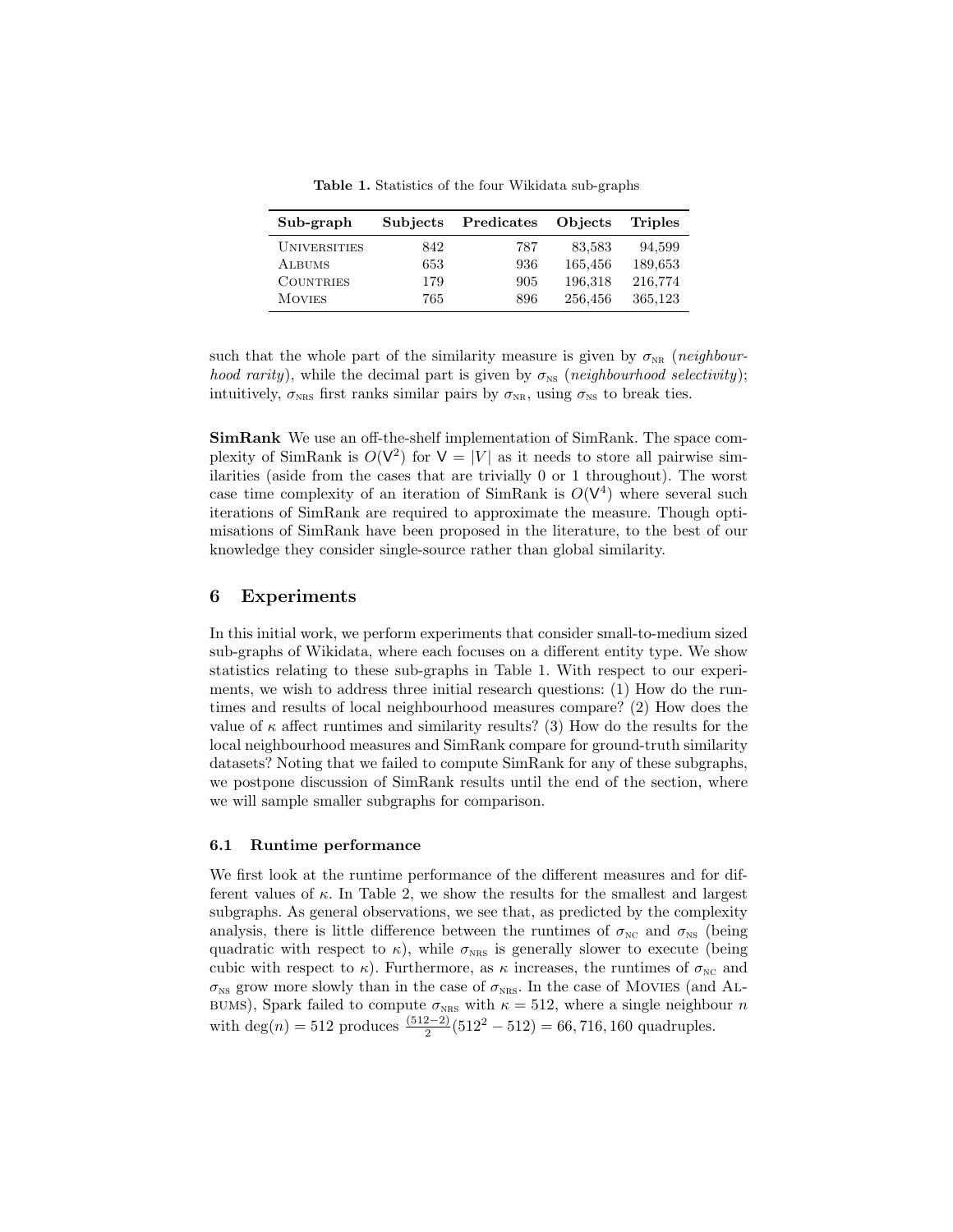**Table 1.** Statistics of the four Wikidata sub-graphs

| Sub-graph | Subjects | Predicates | Objects | Triples |
|---|---|---|---|---|
| UNIVERSITIES | 842 | 787 | 83,583 | 94,599 |
| ALBUMS | 653 | 936 | 165,456 | 189,653 |
| COUNTRIES | 179 | 905 | 196,318 | 216,774 |
| MOVIES | 765 | 896 | 256,456 | 365,123 |

such that the whole part of the similarity measure is given by $\sigma_{\text{NR}}$ (*neighbourhood rarity*), while the decimal part is given by $\sigma_{\text{NS}}$ (*neighbourhood selectivity*); intuitively, $\sigma_{\text{NRS}}$ first ranks similar pairs by $\sigma_{\text{NR}}$, using $\sigma_{\text{NS}}$ to break ties.

**SimRank** We use an off-the-shelf implementation of SimRank. The space complexity of SimRank is $O(\mathsf{V}^2)$ for $\mathsf{V} = |V|$ as it needs to store all pairwise similarities (aside from the cases that are trivially 0 or 1 throughout). The worst case time complexity of an iteration of SimRank is $O(\mathsf{V}^4)$ where several such iterations of SimRank are required to approximate the measure. Though optimisations of SimRank have been proposed in the literature, to the best of our knowledge they consider single-source rather than global similarity.

## 6 Experiments

In this initial work, we perform experiments that consider small-to-medium sized sub-graphs of Wikidata, where each focuses on a different entity type. We show statistics relating to these sub-graphs in Table 1. With respect to our experiments, we wish to address three initial research questions: (1) How do the runtimes and results of local neighbourhood measures compare? (2) How does the value of $\kappa$ affect runtimes and similarity results? (3) How do the results for the local neighbourhood measures and SimRank compare for ground-truth similarity datasets? Noting that we failed to compute SimRank for any of these subgraphs, we postpone discussion of SimRank results until the end of the section, where we will sample smaller subgraphs for comparison.

### 6.1 Runtime performance

We first look at the runtime performance of the different measures and for different values of $\kappa$. In Table 2, we show the results for the smallest and largest subgraphs. As general observations, we see that, as predicted by the complexity analysis, there is little difference between the runtimes of $\sigma_{\text{NC}}$ and $\sigma_{\text{NS}}$ (being quadratic with respect to $\kappa$), while $\sigma_{\text{NRS}}$ is generally slower to execute (being cubic with respect to $\kappa$). Furthermore, as $\kappa$ increases, the runtimes of $\sigma_{\text{NC}}$ and $\sigma_{\text{NS}}$ grow more slowly than in the case of $\sigma_{\text{NRS}}$. In the case of MOVIES (and ALBUMS), Spark failed to compute $\sigma_{\text{NRS}}$ with $\kappa = 512$, where a single neighbour $n$ with $\deg(n) = 512$ produces $\frac{(512-2)}{2}(512^2 - 512) = 66,716,160$ quadruples.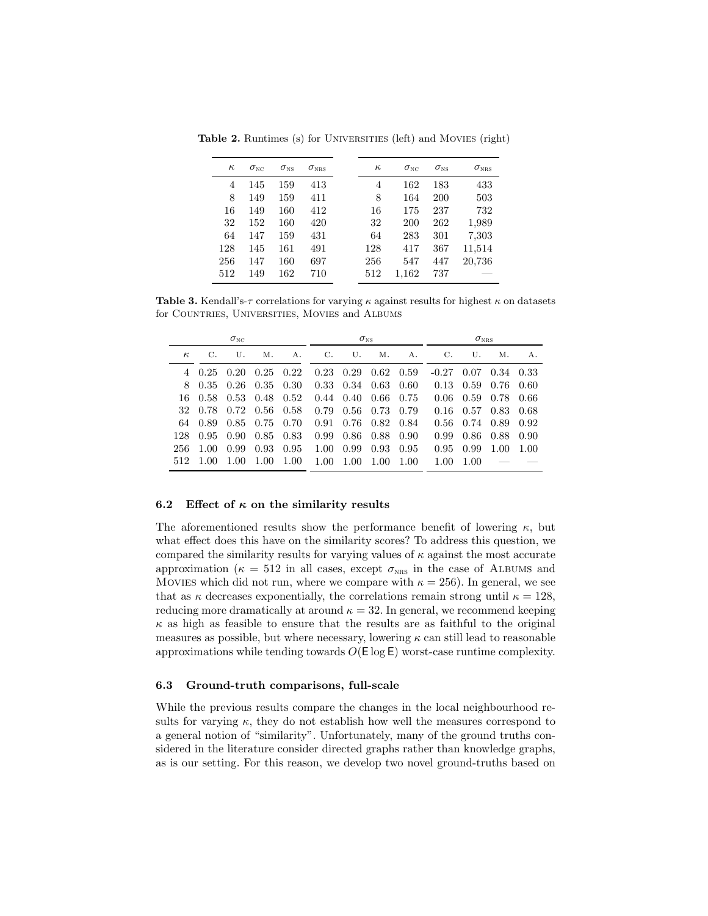**Table 2.** Runtimes (s) for UNIVERSITIES (left) and MOVIES (right)

| $\kappa$ | $\sigma_{\text{NC}}$ | $\sigma_{\text{NS}}$ | $\sigma_{\text{NRS}}$ |
|---|---|---|---|
| 4 | 145 | 159 | 413 |
| 8 | 149 | 159 | 411 |
| 16 | 149 | 160 | 412 |
| 32 | 152 | 160 | 420 |
| 64 | 147 | 159 | 431 |
| 128 | 145 | 161 | 491 |
| 256 | 147 | 160 | 697 |
| 512 | 149 | 162 | 710 |

| $\kappa$ | $\sigma_{\text{NC}}$ | $\sigma_{\text{NS}}$ | $\sigma_{\text{NRS}}$ |
|---|---|---|---|
| 4 | 162 | 183 | 433 |
| 8 | 164 | 200 | 503 |
| 16 | 175 | 237 | 732 |
| 32 | 200 | 262 | 1,989 |
| 64 | 283 | 301 | 7,303 |
| 128 | 417 | 367 | 11,514 |
| 256 | 547 | 447 | 20,736 |
| 512 | 1,162 | 737 | — |

**Table 3.** Kendall's-$\tau$ correlations for varying $\kappa$ against results for highest $\kappa$ on datasets for COUNTRIES, UNIVERSITIES, MOVIES and ALBUMS

| | $\sigma_{\text{NC}}$ | | | | $\sigma_{\text{NS}}$ | | | | $\sigma_{\text{NRS}}$ | | | |
|---|---|---|---|---|---|---|---|---|---|---|---|---|
| $\kappa$ | C. | U. | M. | A. | C. | U. | M. | A. | C. | U. | M. | A. |
| 4 | 0.25 | 0.20 | 0.25 | 0.22 | 0.23 | 0.29 | 0.62 | 0.59 | -0.27 | 0.07 | 0.34 | 0.33 |
| 8 | 0.35 | 0.26 | 0.35 | 0.30 | 0.33 | 0.34 | 0.63 | 0.60 | 0.13 | 0.59 | 0.76 | 0.60 |
| 16 | 0.58 | 0.53 | 0.48 | 0.52 | 0.44 | 0.40 | 0.66 | 0.75 | 0.06 | 0.59 | 0.78 | 0.66 |
| 32 | 0.78 | 0.72 | 0.56 | 0.58 | 0.79 | 0.56 | 0.73 | 0.79 | 0.16 | 0.57 | 0.83 | 0.68 |
| 64 | 0.89 | 0.85 | 0.75 | 0.70 | 0.91 | 0.76 | 0.82 | 0.84 | 0.56 | 0.74 | 0.89 | 0.92 |
| 128 | 0.95 | 0.90 | 0.85 | 0.83 | 0.99 | 0.86 | 0.88 | 0.90 | 0.99 | 0.86 | 0.88 | 0.90 |
| 256 | 1.00 | 0.99 | 0.93 | 0.95 | 1.00 | 0.99 | 0.93 | 0.95 | 0.95 | 0.99 | 1.00 | 1.00 |
| 512 | 1.00 | 1.00 | 1.00 | 1.00 | 1.00 | 1.00 | 1.00 | 1.00 | 1.00 | 1.00 | — | — |

### 6.2 Effect of $\kappa$ on the similarity results

The aforementioned results show the performance benefit of lowering $\kappa$, but what effect does this have on the similarity scores? To address this question, we compared the similarity results for varying values of $\kappa$ against the most accurate approximation ($\kappa = 512$ in all cases, except $\sigma_{\text{NRS}}$ in the case of ALBUMS and MOVIES which did not run, where we compare with $\kappa = 256$). In general, we see that as $\kappa$ decreases exponentially, the correlations remain strong until $\kappa = 128$, reducing more dramatically at around $\kappa = 32$. In general, we recommend keeping $\kappa$ as high as feasible to ensure that the results are as faithful to the original measures as possible, but where necessary, lowering $\kappa$ can still lead to reasonable approximations while tending towards $O(\mathsf{E} \log \mathsf{E})$ worst-case runtime complexity.

### 6.3 Ground-truth comparisons, full-scale

While the previous results compare the changes in the local neighbourhood results for varying $\kappa$, they do not establish how well the measures correspond to a general notion of "similarity". Unfortunately, many of the ground truths considered in the literature consider directed graphs rather than knowledge graphs, as is our setting. For this reason, we develop two novel ground-truths based on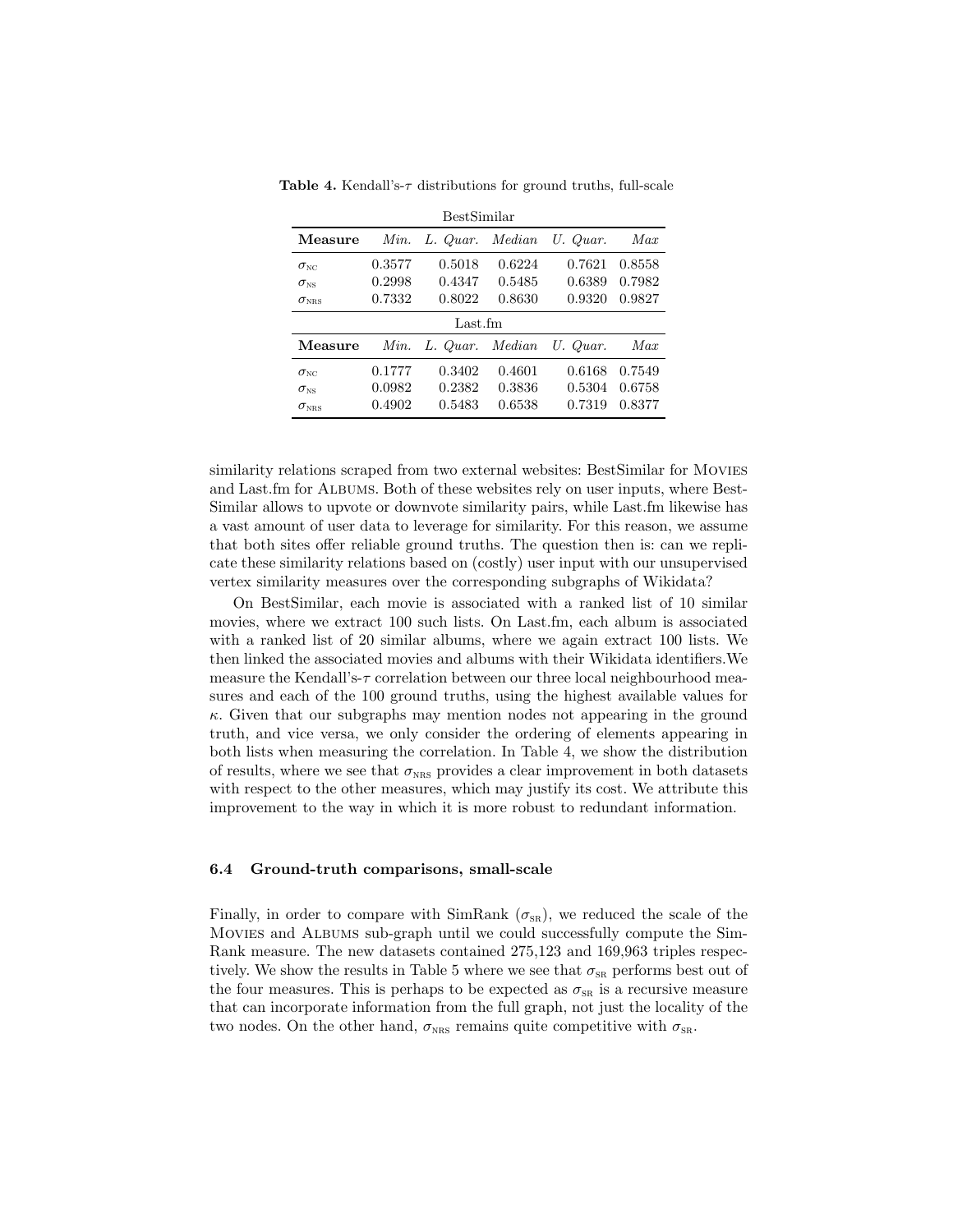**Table 4.** Kendall's-$\tau$ distributions for ground truths, full-scale

| BestSimilar | | | | | |
|---|---|---|---|---|---|
| **Measure** | *Min.* | *L. Quar.* | *Median* | *U. Quar.* | *Max* |
| $\sigma_{\text{NC}}$ | 0.3577 | 0.5018 | 0.6224 | 0.7621 | 0.8558 |
| $\sigma_{\text{NS}}$ | 0.2998 | 0.4347 | 0.5485 | 0.6389 | 0.7982 |
| $\sigma_{\text{NRS}}$ | 0.7332 | 0.8022 | 0.8630 | 0.9320 | 0.9827 |
| **Last.fm** | | | | | |
| **Measure** | *Min.* | *L. Quar.* | *Median* | *U. Quar.* | *Max* |
| $\sigma_{\text{NC}}$ | 0.1777 | 0.3402 | 0.4601 | 0.6168 | 0.7549 |
| $\sigma_{\text{NS}}$ | 0.0982 | 0.2382 | 0.3836 | 0.5304 | 0.6758 |
| $\sigma_{\text{NRS}}$ | 0.4902 | 0.5483 | 0.6538 | 0.7319 | 0.8377 |

similarity relations scraped from two external websites: BestSimilar for Movies and Last.fm for Albums. Both of these websites rely on user inputs, where BestSimilar allows to upvote or downvote similarity pairs, while Last.fm likewise has a vast amount of user data to leverage for similarity. For this reason, we assume that both sites offer reliable ground truths. The question then is: can we replicate these similarity relations based on (costly) user input with our unsupervised vertex similarity measures over the corresponding subgraphs of Wikidata?

On BestSimilar, each movie is associated with a ranked list of 10 similar movies, where we extract 100 such lists. On Last.fm, each album is associated with a ranked list of 20 similar albums, where we again extract 100 lists. We then linked the associated movies and albums with their Wikidata identifiers.We measure the Kendall's-$\tau$ correlation between our three local neighbourhood measures and each of the 100 ground truths, using the highest available values for $\kappa$. Given that our subgraphs may mention nodes not appearing in the ground truth, and vice versa, we only consider the ordering of elements appearing in both lists when measuring the correlation. In Table 4, we show the distribution of results, where we see that $\sigma_{\text{NRS}}$ provides a clear improvement in both datasets with respect to the other measures, which may justify its cost. We attribute this improvement to the way in which it is more robust to redundant information.

### 6.4 Ground-truth comparisons, small-scale

Finally, in order to compare with SimRank ($\sigma_{\text{SR}}$), we reduced the scale of the Movies and Albums sub-graph until we could successfully compute the SimRank measure. The new datasets contained 275,123 and 169,963 triples respectively. We show the results in Table 5 where we see that $\sigma_{\text{SR}}$ performs best out of the four measures. This is perhaps to be expected as $\sigma_{\text{SR}}$ is a recursive measure that can incorporate information from the full graph, not just the locality of the two nodes. On the other hand, $\sigma_{\text{NRS}}$ remains quite competitive with $\sigma_{\text{SR}}$.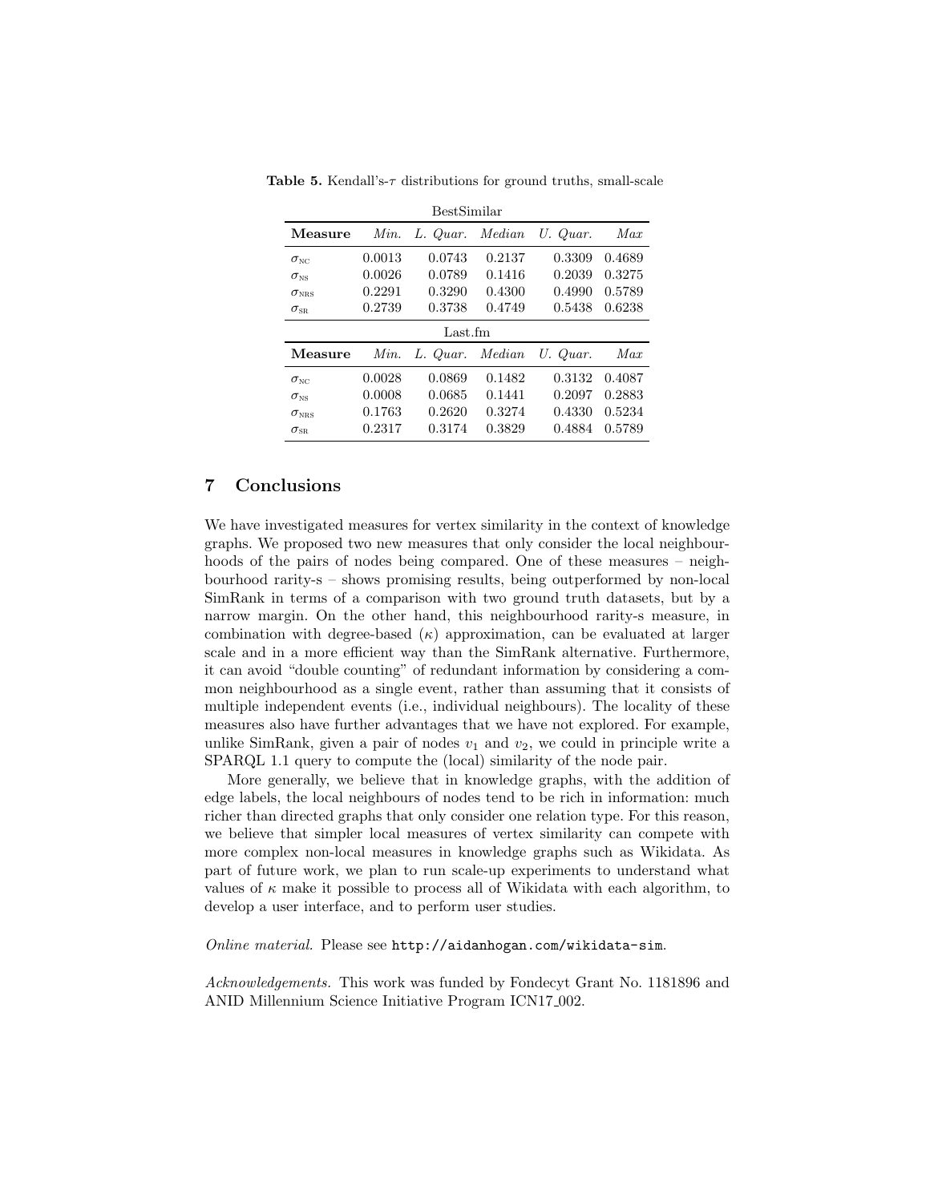**Table 5.** Kendall's-$\tau$ distributions for ground truths, small-scale

| BestSimilar | | | | | |
|---|---|---|---|---|---|
| **Measure** | *Min.* | *L. Quar.* | *Median* | *U. Quar.* | *Max* |
| $\sigma_{\text{NC}}$ | 0.0013 | 0.0743 | 0.2137 | 0.3309 | 0.4689 |
| $\sigma_{\text{NS}}$ | 0.0026 | 0.0789 | 0.1416 | 0.2039 | 0.3275 |
| $\sigma_{\text{NRS}}$ | 0.2291 | 0.3290 | 0.4300 | 0.4990 | 0.5789 |
| $\sigma_{\text{SR}}$ | 0.2739 | 0.3738 | 0.4749 | 0.5438 | 0.6238 |
| Last.fm | | | | | |
| **Measure** | *Min.* | *L. Quar.* | *Median* | *U. Quar.* | *Max* |
| $\sigma_{\text{NC}}$ | 0.0028 | 0.0869 | 0.1482 | 0.3132 | 0.4087 |
| $\sigma_{\text{NS}}$ | 0.0008 | 0.0685 | 0.1441 | 0.2097 | 0.2883 |
| $\sigma_{\text{NRS}}$ | 0.1763 | 0.2620 | 0.3274 | 0.4330 | 0.5234 |
| $\sigma_{\text{SR}}$ | 0.2317 | 0.3174 | 0.3829 | 0.4884 | 0.5789 |

## 7 Conclusions

We have investigated measures for vertex similarity in the context of knowledge graphs. We proposed two new measures that only consider the local neighbourhoods of the pairs of nodes being compared. One of these measures – neighbourhood rarity-s – shows promising results, being outperformed by non-local SimRank in terms of a comparison with two ground truth datasets, but by a narrow margin. On the other hand, this neighbourhood rarity-s measure, in combination with degree-based ($\kappa$) approximation, can be evaluated at larger scale and in a more efficient way than the SimRank alternative. Furthermore, it can avoid "double counting" of redundant information by considering a common neighbourhood as a single event, rather than assuming that it consists of multiple independent events (i.e., individual neighbours). The locality of these measures also have further advantages that we have not explored. For example, unlike SimRank, given a pair of nodes $v_1$ and $v_2$, we could in principle write a SPARQL 1.1 query to compute the (local) similarity of the node pair.

More generally, we believe that in knowledge graphs, with the addition of edge labels, the local neighbours of nodes tend to be rich in information: much richer than directed graphs that only consider one relation type. For this reason, we believe that simpler local measures of vertex similarity can compete with more complex non-local measures in knowledge graphs such as Wikidata. As part of future work, we plan to run scale-up experiments to understand what values of $\kappa$ make it possible to process all of Wikidata with each algorithm, to develop a user interface, and to perform user studies.

*Online material.* Please see `http://aidanhogan.com/wikidata-sim`.

*Acknowledgements.* This work was funded by Fondecyt Grant No. 1181896 and ANID Millennium Science Initiative Program ICN17_002.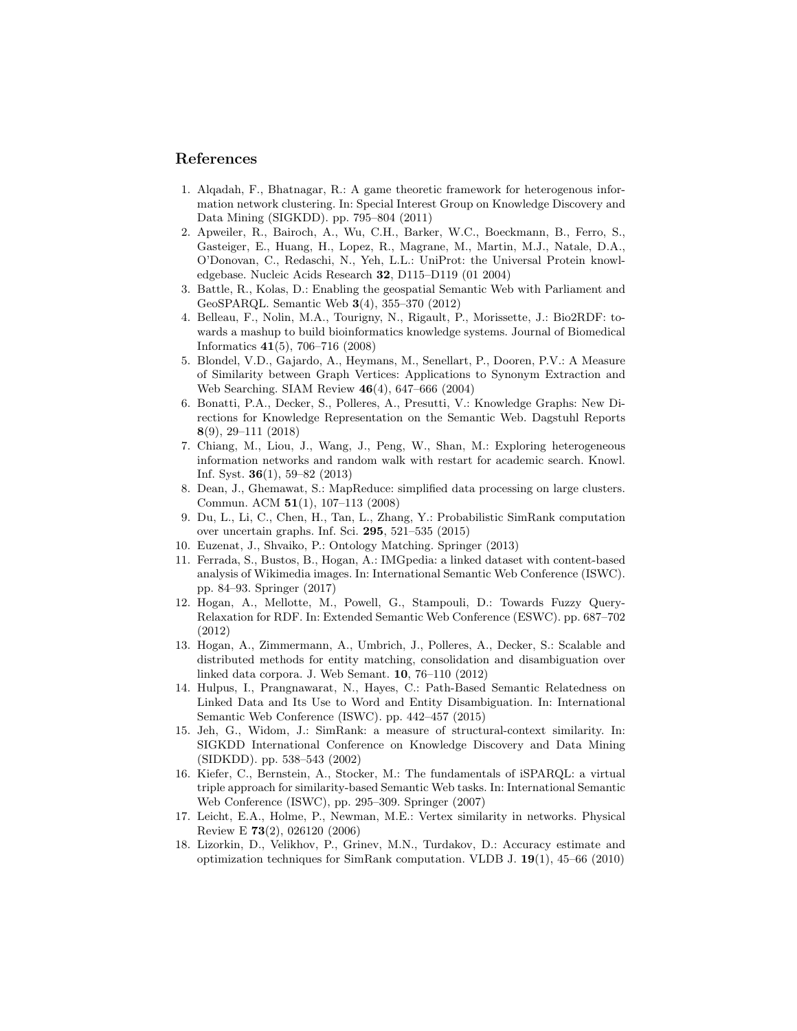## References

1. Alqadah, F., Bhatnagar, R.: A game theoretic framework for heterogenous information network clustering. In: Special Interest Group on Knowledge Discovery and Data Mining (SIGKDD). pp. 795–804 (2011)
2. Apweiler, R., Bairoch, A., Wu, C.H., Barker, W.C., Boeckmann, B., Ferro, S., Gasteiger, E., Huang, H., Lopez, R., Magrane, M., Martin, M.J., Natale, D.A., O'Donovan, C., Redaschi, N., Yeh, L.L.: UniProt: the Universal Protein knowledgebase. Nucleic Acids Research **32**, D115–D119 (01 2004)
3. Battle, R., Kolas, D.: Enabling the geospatial Semantic Web with Parliament and GeoSPARQL. Semantic Web **3**(4), 355–370 (2012)
4. Belleau, F., Nolin, M.A., Tourigny, N., Rigault, P., Morissette, J.: Bio2RDF: towards a mashup to build bioinformatics knowledge systems. Journal of Biomedical Informatics **41**(5), 706–716 (2008)
5. Blondel, V.D., Gajardo, A., Heymans, M., Senellart, P., Dooren, P.V.: A Measure of Similarity between Graph Vertices: Applications to Synonym Extraction and Web Searching. SIAM Review **46**(4), 647–666 (2004)
6. Bonatti, P.A., Decker, S., Polleres, A., Presutti, V.: Knowledge Graphs: New Directions for Knowledge Representation on the Semantic Web. Dagstuhl Reports **8**(9), 29–111 (2018)
7. Chiang, M., Liou, J., Wang, J., Peng, W., Shan, M.: Exploring heterogeneous information networks and random walk with restart for academic search. Knowl. Inf. Syst. **36**(1), 59–82 (2013)
8. Dean, J., Ghemawat, S.: MapReduce: simplified data processing on large clusters. Commun. ACM **51**(1), 107–113 (2008)
9. Du, L., Li, C., Chen, H., Tan, L., Zhang, Y.: Probabilistic SimRank computation over uncertain graphs. Inf. Sci. **295**, 521–535 (2015)
10. Euzenat, J., Shvaiko, P.: Ontology Matching. Springer (2013)
11. Ferrada, S., Bustos, B., Hogan, A.: IMGpedia: a linked dataset with content-based analysis of Wikimedia images. In: International Semantic Web Conference (ISWC). pp. 84–93. Springer (2017)
12. Hogan, A., Mellotte, M., Powell, G., Stampouli, D.: Towards Fuzzy Query-Relaxation for RDF. In: Extended Semantic Web Conference (ESWC). pp. 687–702 (2012)
13. Hogan, A., Zimmermann, A., Umbrich, J., Polleres, A., Decker, S.: Scalable and distributed methods for entity matching, consolidation and disambiguation over linked data corpora. J. Web Semant. **10**, 76–110 (2012)
14. Hulpus, I., Prangnawarat, N., Hayes, C.: Path-Based Semantic Relatedness on Linked Data and Its Use to Word and Entity Disambiguation. In: International Semantic Web Conference (ISWC). pp. 442–457 (2015)
15. Jeh, G., Widom, J.: SimRank: a measure of structural-context similarity. In: SIGKDD International Conference on Knowledge Discovery and Data Mining (SIDKDD). pp. 538–543 (2002)
16. Kiefer, C., Bernstein, A., Stocker, M.: The fundamentals of iSPARQL: a virtual triple approach for similarity-based Semantic Web tasks. In: International Semantic Web Conference (ISWC), pp. 295–309. Springer (2007)
17. Leicht, E.A., Holme, P., Newman, M.E.: Vertex similarity in networks. Physical Review E **73**(2), 026120 (2006)
18. Lizorkin, D., Velikhov, P., Grinev, M.N., Turdakov, D.: Accuracy estimate and optimization techniques for SimRank computation. VLDB J. **19**(1), 45–66 (2010)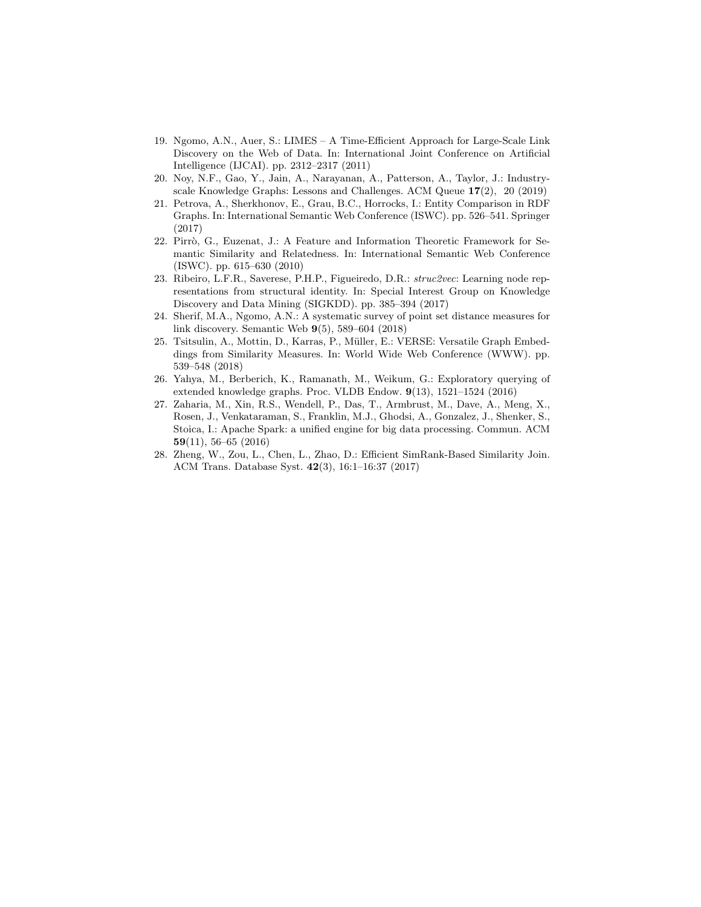19. Ngomo, A.N., Auer, S.: LIMES – A Time-Efficient Approach for Large-Scale Link Discovery on the Web of Data. In: International Joint Conference on Artificial Intelligence (IJCAI). pp. 2312–2317 (2011)
20. Noy, N.F., Gao, Y., Jain, A., Narayanan, A., Patterson, A., Taylor, J.: Industry-scale Knowledge Graphs: Lessons and Challenges. ACM Queue **17**(2), 20 (2019)
21. Petrova, A., Sherkhonov, E., Grau, B.C., Horrocks, I.: Entity Comparison in RDF Graphs. In: International Semantic Web Conference (ISWC). pp. 526–541. Springer (2017)
22. Pirrò, G., Euzenat, J.: A Feature and Information Theoretic Framework for Semantic Similarity and Relatedness. In: International Semantic Web Conference (ISWC). pp. 615–630 (2010)
23. Ribeiro, L.F.R., Saverese, P.H.P., Figueiredo, D.R.: *struc2vec*: Learning node representations from structural identity. In: Special Interest Group on Knowledge Discovery and Data Mining (SIGKDD). pp. 385–394 (2017)
24. Sherif, M.A., Ngomo, A.N.: A systematic survey of point set distance measures for link discovery. Semantic Web **9**(5), 589–604 (2018)
25. Tsitsulin, A., Mottin, D., Karras, P., Müller, E.: VERSE: Versatile Graph Embeddings from Similarity Measures. In: World Wide Web Conference (WWW). pp. 539–548 (2018)
26. Yahya, M., Berberich, K., Ramanath, M., Weikum, G.: Exploratory querying of extended knowledge graphs. Proc. VLDB Endow. **9**(13), 1521–1524 (2016)
27. Zaharia, M., Xin, R.S., Wendell, P., Das, T., Armbrust, M., Dave, A., Meng, X., Rosen, J., Venkataraman, S., Franklin, M.J., Ghodsi, A., Gonzalez, J., Shenker, S., Stoica, I.: Apache Spark: a unified engine for big data processing. Commun. ACM **59**(11), 56–65 (2016)
28. Zheng, W., Zou, L., Chen, L., Zhao, D.: Efficient SimRank-Based Similarity Join. ACM Trans. Database Syst. **42**(3), 16:1–16:37 (2017)